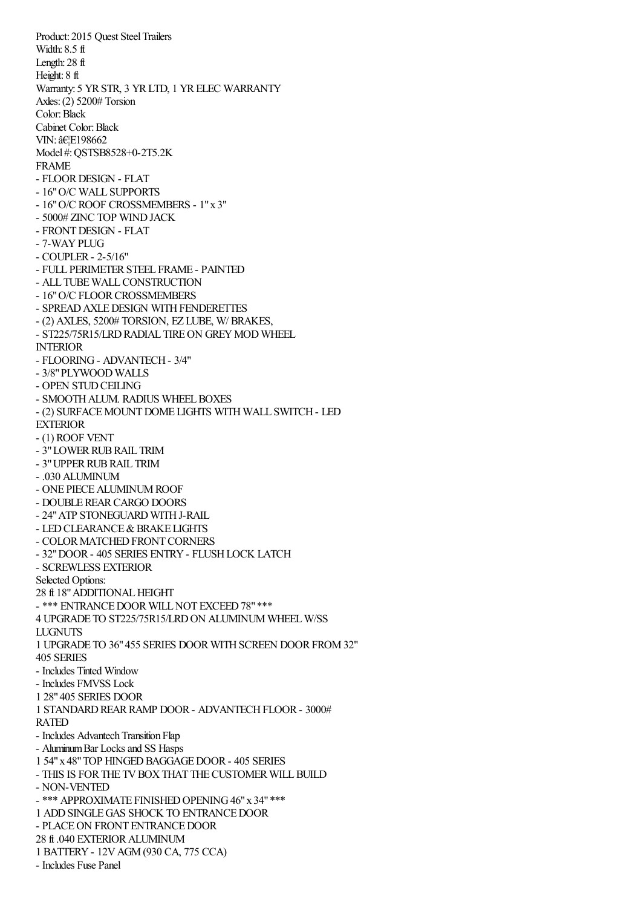Product: 2015 Quest Steel Trailers
Width: 8.5 ft
Length: 28 ft
Height: 8 ft
Warranty: 5 YR STR, 3 YR LTD, 1 YR ELEC WARRANTY
Axles: (2) 5200# Torsion
Color: Black
Cabinet Color: Black
VIN: â€¦E198662
Model #: QSTSB8528+0-2T5.2K

FRAME

- FLOOR DESIGN - FLAT
- 16" O/C WALL SUPPORTS
- 16" O/C ROOF CROSSMEMBERS - 1" x 3"
- 5000# ZINC TOP WIND JACK
- FRONT DESIGN - FLAT
- 7-WAY PLUG
- COUPLER - 2-5/16"
- FULL PERIMETER STEEL FRAME - PAINTED
- ALL TUBE WALL CONSTRUCTION
- 16" O/C FLOOR CROSSMEMBERS
- SPREAD AXLE DESIGN WITH FENDERETTES
- (2) AXLES, 5200# TORSION, EZ LUBE, W/ BRAKES,
- ST225/75R15/LRD RADIAL TIRE ON GREY MOD WHEEL

INTERIOR

- FLOORING - ADVANTECH - 3/4"
- 3/8" PLYWOOD WALLS
- OPEN STUD CEILING
- SMOOTH ALUM. RADIUS WHEEL BOXES
- (2) SURFACE MOUNT DOME LIGHTS WITH WALL SWITCH - LED

EXTERIOR

- (1) ROOF VENT
- 3" LOWER RUB RAIL TRIM
- 3" UPPER RUB RAIL TRIM
- .030 ALUMINUM
- ONE PIECE ALUMINUM ROOF
- DOUBLE REAR CARGO DOORS
- 24" ATP STONEGUARD WITH J-RAIL
- LED CLEARANCE & BRAKE LIGHTS
- COLOR MATCHED FRONT CORNERS
- 32" DOOR - 405 SERIES ENTRY - FLUSH LOCK LATCH
- SCREWLESS EXTERIOR

Selected Options:

28 ft 18" ADDITIONAL HEIGHT
- *** ENTRANCE DOOR WILL NOT EXCEED 78" ***

4 UPGRADE TO ST225/75R15/LRD ON ALUMINUM WHEEL W/SS LUGNUTS

1 UPGRADE TO 36" 455 SERIES DOOR WITH SCREEN DOOR FROM 32" 405 SERIES
- Includes Tinted Window
- Includes FMVSS Lock

1 28" 405 SERIES DOOR

1 STANDARD REAR RAMP DOOR - ADVANTECH FLOOR - 3000# RATED
- Includes Advantech Transition Flap
- Aluminum Bar Locks and SS Hasps

1 54" x 48" TOP HINGED BAGGAGE DOOR - 405 SERIES
- THIS IS FOR THE TV BOX THAT THE CUSTOMER WILL BUILD
- NON-VENTED
- *** APPROXIMATE FINISHED OPENING 46" x 34" ***

1 ADD SINGLE GAS SHOCK TO ENTRANCE DOOR
- PLACE ON FRONT ENTRANCE DOOR

28 ft .040 EXTERIOR ALUMINUM

1 BATTERY - 12V AGM (930 CA, 775 CCA)
- Includes Fuse Panel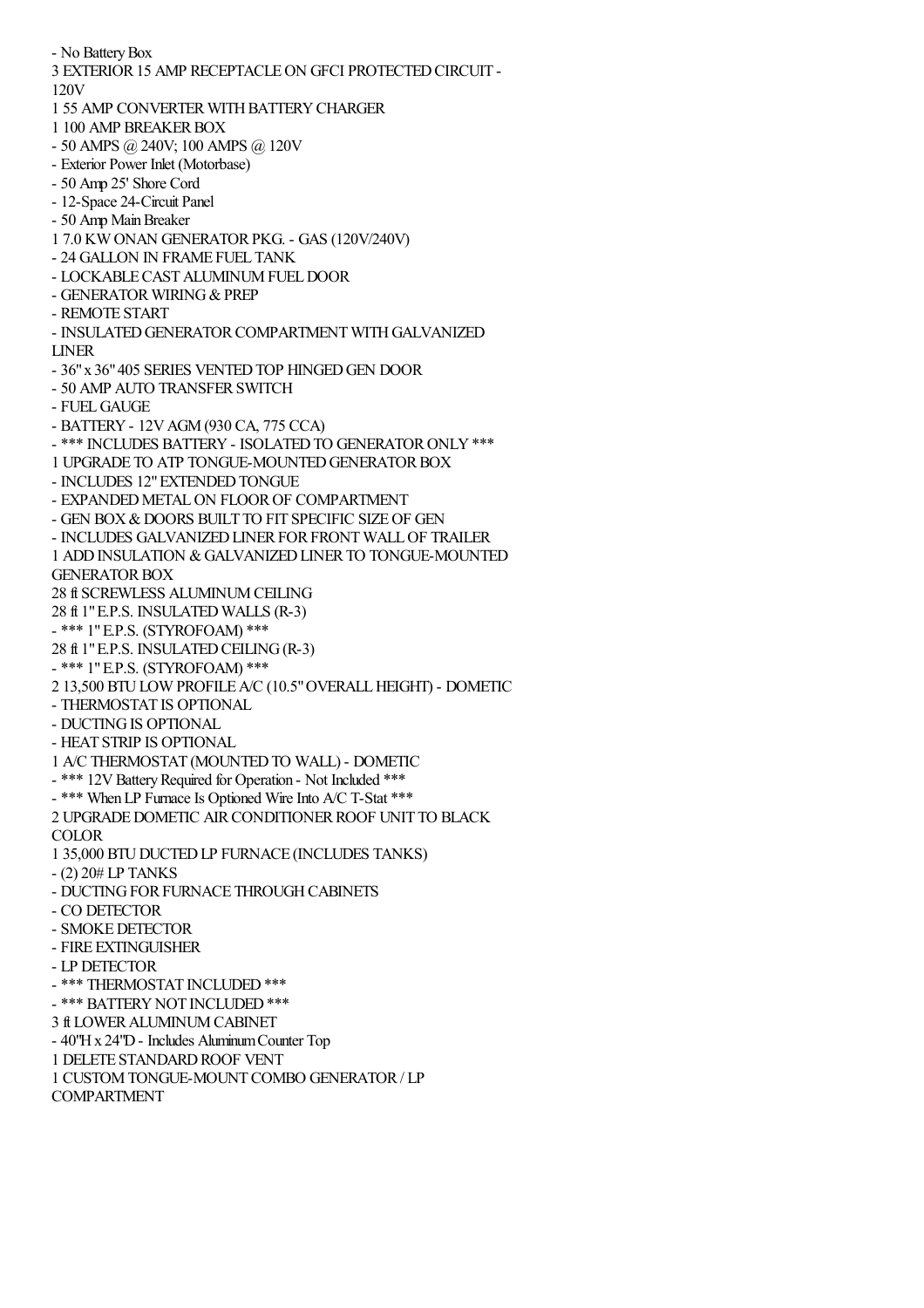- No Battery Box

3 EXTERIOR 15 AMP RECEPTACLE ON GFCI PROTECTED CIRCUIT - 120V

1 55 AMP CONVERTER WITH BATTERY CHARGER

1 100 AMP BREAKER BOX

- 50 AMPS @ 240V; 100 AMPS @ 120V
- Exterior Power Inlet (Motorbase)
- 50 Amp 25' Shore Cord
- 12-Space 24-Circuit Panel
- 50 Amp Main Breaker

1 7.0 KW ONAN GENERATOR PKG. - GAS (120V/240V)

- 24 GALLON IN FRAME FUEL TANK
- LOCKABLE CAST ALUMINUM FUEL DOOR
- GENERATOR WIRING & PREP
- REMOTE START
- INSULATED GENERATOR COMPARTMENT WITH GALVANIZED LINER
- 36" x 36" 405 SERIES VENTED TOP HINGED GEN DOOR
- 50 AMP AUTO TRANSFER SWITCH
- FUEL GAUGE
- BATTERY - 12V AGM (930 CA, 775 CCA)
- *** INCLUDES BATTERY - ISOLATED TO GENERATOR ONLY ***

1 UPGRADE TO ATP TONGUE-MOUNTED GENERATOR BOX

- INCLUDES 12" EXTENDED TONGUE
- EXPANDED METAL ON FLOOR OF COMPARTMENT
- GEN BOX & DOORS BUILT TO FIT SPECIFIC SIZE OF GEN
- INCLUDES GALVANIZED LINER FOR FRONT WALL OF TRAILER

1 ADD INSULATION & GALVANIZED LINER TO TONGUE-MOUNTED GENERATOR BOX

28 ft SCREWLESS ALUMINUM CEILING

28 ft 1" E.P.S. INSULATED WALLS (R-3)

- *** 1" E.P.S. (STYROFOAM) ***

28 ft 1" E.P.S. INSULATED CEILING (R-3)

- *** 1" E.P.S. (STYROFOAM) ***

2 13,500 BTU LOW PROFILE A/C (10.5" OVERALL HEIGHT) - DOMETIC

- THERMOSTAT IS OPTIONAL
- DUCTING IS OPTIONAL
- HEAT STRIP IS OPTIONAL

1 A/C THERMOSTAT (MOUNTED TO WALL) - DOMETIC

- *** 12V Battery Required for Operation - Not Included ***
- *** When LP Furnace Is Optioned Wire Into A/C T-Stat ***

2 UPGRADE DOMETIC AIR CONDITIONER ROOF UNIT TO BLACK COLOR

1 35,000 BTU DUCTED LP FURNACE (INCLUDES TANKS)

- (2) 20# LP TANKS
- DUCTING FOR FURNACE THROUGH CABINETS
- CO DETECTOR
- SMOKE DETECTOR
- FIRE EXTINGUISHER
- LP DETECTOR
- *** THERMOSTAT INCLUDED ***
- *** BATTERY NOT INCLUDED ***

3 ft LOWER ALUMINUM CABINET

- 40"H x 24"D - Includes Aluminum Counter Top

1 DELETE STANDARD ROOF VENT

1 CUSTOM TONGUE-MOUNT COMBO GENERATOR / LP COMPARTMENT